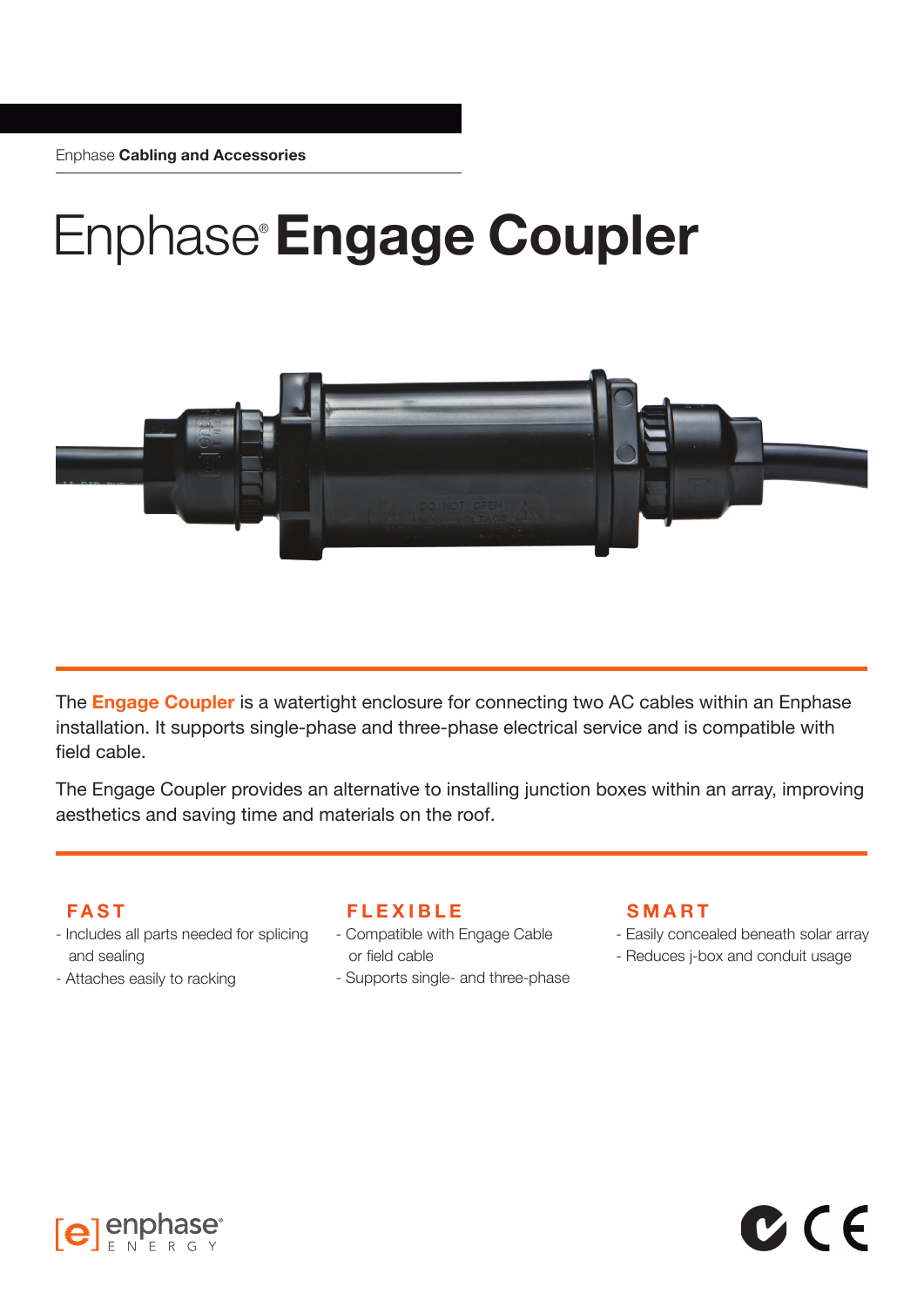Enphase **Cabling and Accessories**

# Enphase® **Engage Coupler**

The **Engage Coupler** is a watertight enclosure for connecting two AC cables within an Enphase installation. It supports single-phase and three-phase electrical service and is compatible with field cable.

The Engage Coupler provides an alternative to installing junction boxes within an array, improving aesthetics and saving time and materials on the roof.

### FAST

- Includes all parts needed for splicing and sealing
- Attaches easily to racking

### FLEXIBLE

- Compatible with Engage Cable or field cable
- Supports single- and three-phase

### SMART

- Easily concealed beneath solar array
- Reduces j-box and conduit usage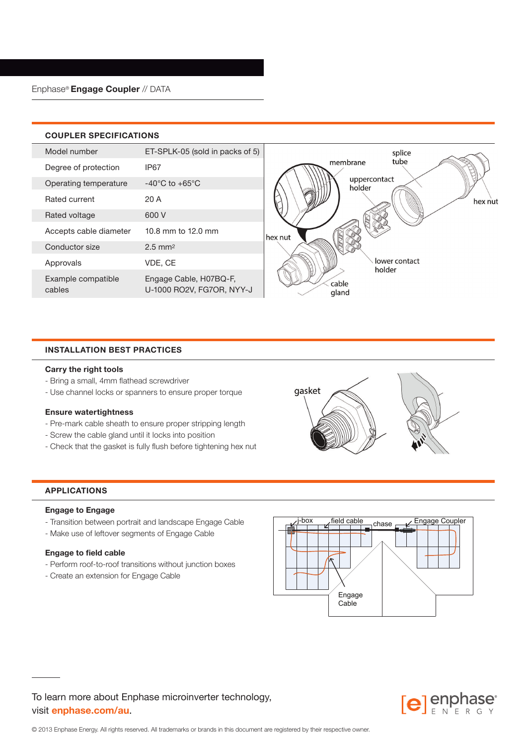Enphase® **Engage Coupler** // DATA

## COUPLER SPECIFICATIONS

| | |
|---|---|
| Model number | ET-SPLK-05 (sold in packs of 5) |
| Degree of protection | IP67 |
| Operating temperature | -40°C to +65°C |
| Rated current | 20 A |
| Rated voltage | 600 V |
| Accepts cable diameter | 10.8 mm to 12.0 mm |
| Conductor size | 2.5 mm² |
| Approvals | VDE, CE |
| Example compatible cables | Engage Cable, H07BQ-F, U-1000 RO2V, FG7OR, NYY-J |

membrane
splice tube
uppercontact holder
hex nut
hex nut
lower contact holder
cable gland

## INSTALLATION BEST PRACTICES

**Carry the right tools**

- Bring a small, 4mm flathead screwdriver
- Use channel locks or spanners to ensure proper torque

**Ensure watertightness**

- Pre-mark cable sheath to ensure proper stripping length
- Screw the cable gland until it locks into position
- Check that the gasket is fully flush before tightening hex nut

gasket

## APPLICATIONS

**Engage to Engage**

- Transition between portrait and landscape Engage Cable
- Make use of leftover segments of Engage Cable

**Engage to field cable**

- Perform roof-to-roof transitions without junction boxes
- Create an extension for Engage Cable

j-box
field cable
chase
Engage Coupler
Engage Cable

To learn more about Enphase microinverter technology, visit **enphase.com/au**.

enphase® ENERGY

© 2013 Enphase Energy. All rights reserved. All trademarks or brands in this document are registered by their respective owner.